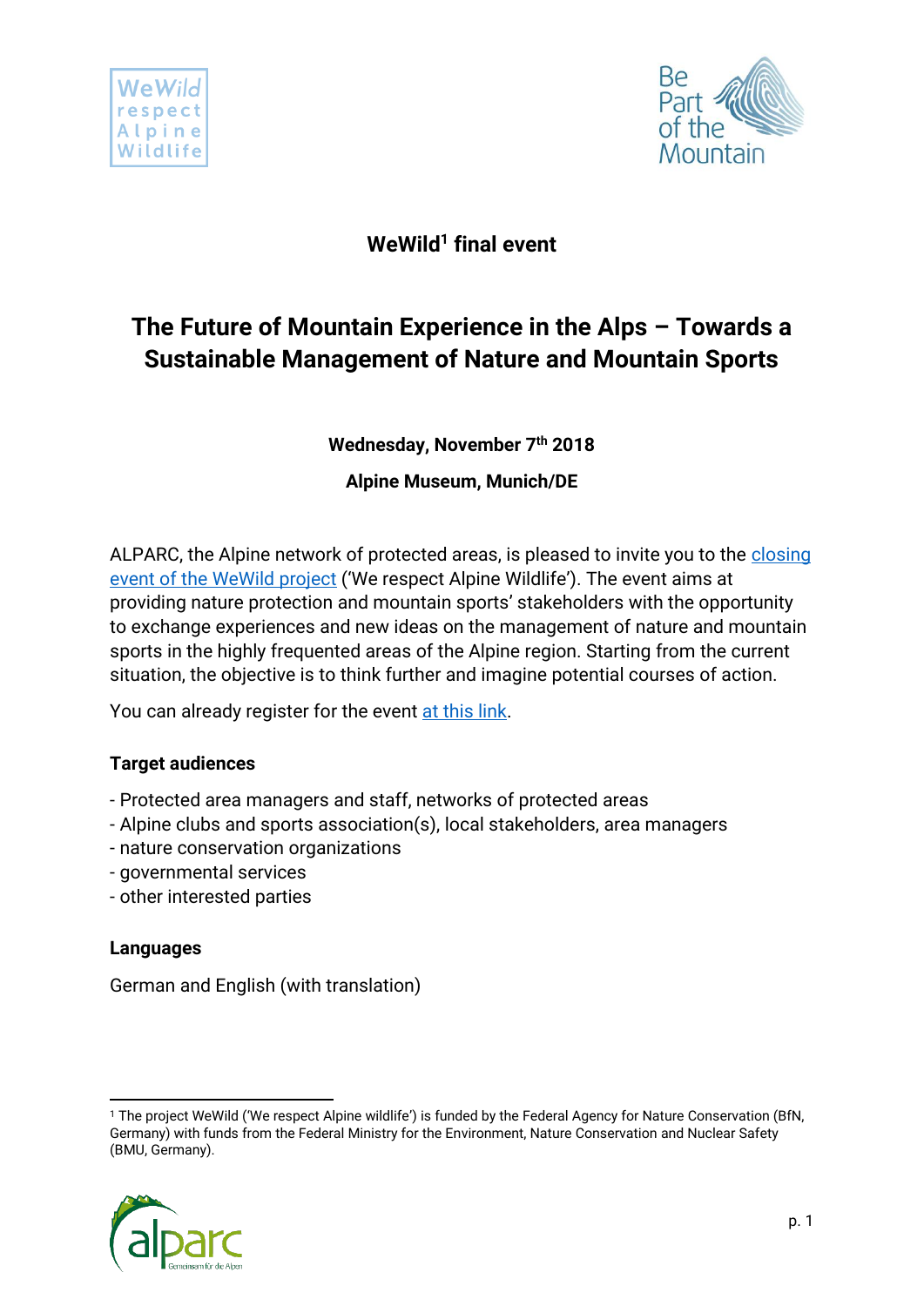## WeWild[1] final event

# The Future of Mountain Experience in the Alps – Towards a Sustainable Management of Nature and Mountain Sports

**Wednesday, November 7th 2018**

**Alpine Museum, Munich/DE**

ALPARC, the Alpine network of protected areas, is pleased to invite you to the closing event of the WeWild project ('We respect Alpine Wildlife'). The event aims at providing nature protection and mountain sports' stakeholders with the opportunity to exchange experiences and new ideas on the management of nature and mountain sports in the highly frequented areas of the Alpine region. Starting from the current situation, the objective is to think further and imagine potential courses of action.

You can already register for the event at this link.

### Target audiences

- Protected area managers and staff, networks of protected areas
- Alpine clubs and sports association(s), local stakeholders, area managers
- nature conservation organizations
- governmental services
- other interested parties

### Languages

German and English (with translation)

[1] The project WeWild ('We respect Alpine wildlife') is funded by the Federal Agency for Nature Conservation (BfN, Germany) with funds from the Federal Ministry for the Environment, Nature Conservation and Nuclear Safety (BMU, Germany).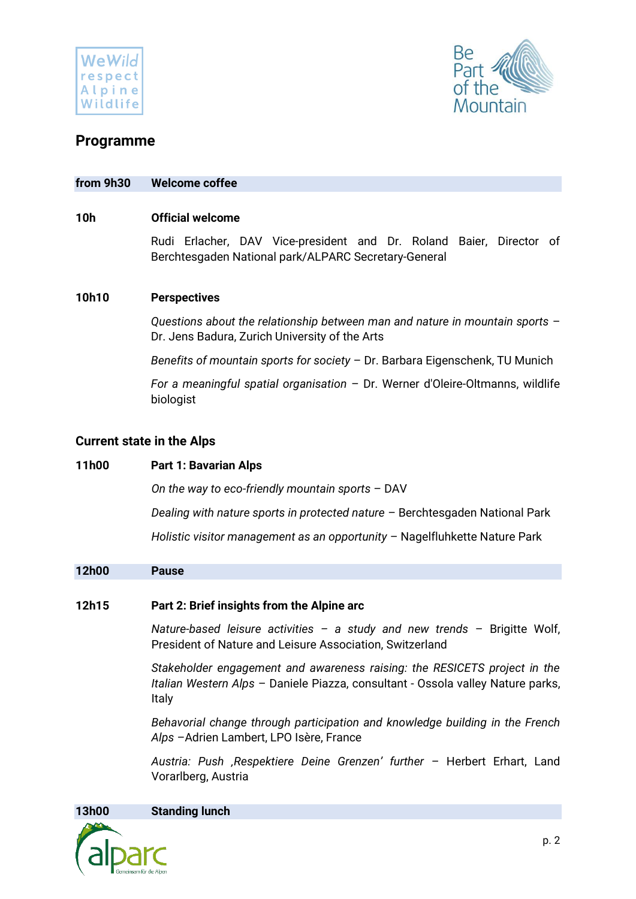## Programme

| | |
|---|---|
| **from 9h30** | **Welcome coffee** |

**10h** **Official welcome**

Rudi Erlacher, DAV Vice-president and Dr. Roland Baier, Director of Berchtesgaden National park/ALPARC Secretary-General

**10h10** **Perspectives**

*Questions about the relationship between man and nature in mountain sports* – Dr. Jens Badura, Zurich University of the Arts

*Benefits of mountain sports for society* – Dr. Barbara Eigenschenk, TU Munich

*For a meaningful spatial organisation* – Dr. Werner d'Oleire-Oltmanns, wildlife biologist

### Current state in the Alps

**11h00** **Part 1: Bavarian Alps**

*On the way to eco-friendly mountain sports* – DAV

*Dealing with nature sports in protected nature* – Berchtesgaden National Park

*Holistic visitor management as an opportunity* – Nagelfluhkette Nature Park

| | |
|---|---|
| **12h00** | **Pause** |

**12h15** **Part 2: Brief insights from the Alpine arc**

*Nature-based leisure activities – a study and new trends* – Brigitte Wolf, President of Nature and Leisure Association, Switzerland

*Stakeholder engagement and awareness raising: the RESICETS project in the Italian Western Alps* – Daniele Piazza, consultant - Ossola valley Nature parks, Italy

*Behavorial change through participation and knowledge building in the French Alps* –Adrien Lambert, LPO Isère, France

*Austria: Push ‚Respektiere Deine Grenzen' further* – Herbert Erhart, Land Vorarlberg, Austria

| | |
|---|---|
| **13h00** | **Standing lunch** |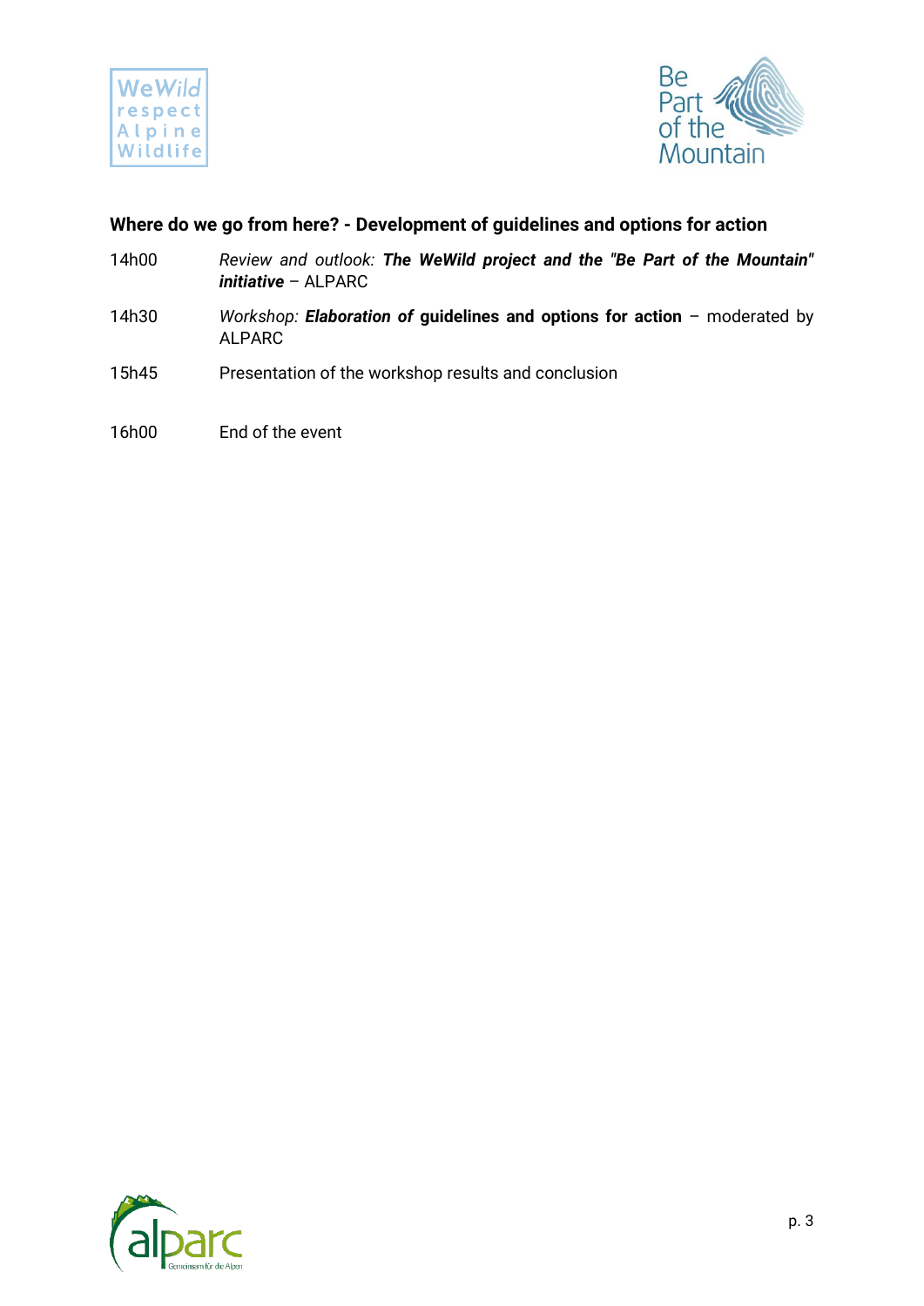**Where do we go from here? - Development of guidelines and options for action**

| | |
|---|---|
| 14h00 | *Review and outlook:* ***The WeWild project and the "Be Part of the Mountain" initiative*** – ALPARC |
| 14h30 | *Workshop:* ***Elaboration of*** **guidelines and options for action** – moderated by ALPARC |
| 15h45 | Presentation of the workshop results and conclusion |
| 16h00 | End of the event |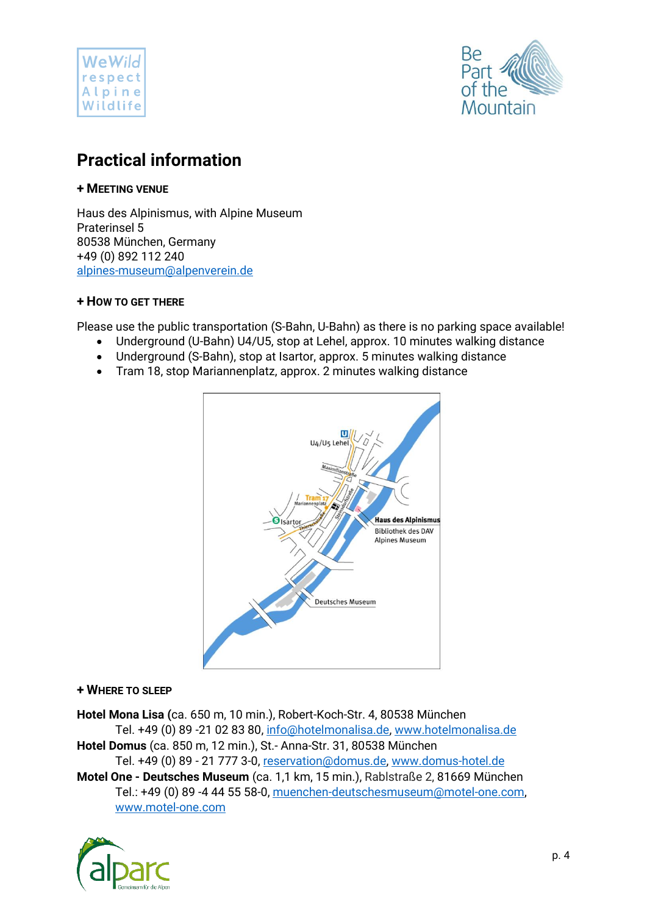## Practical information

**+ Meeting venue**

Haus des Alpinismus, with Alpine Museum
Praterinsel 5
80538 München, Germany
+49 (0) 892 112 240
alpines-museum@alpenverein.de

**+ How to get there**

Please use the public transportation (S-Bahn, U-Bahn) as there is no parking space available!

- Underground (U-Bahn) U4/U5, stop at Lehel, approx. 10 minutes walking distance
- Underground (S-Bahn), stop at Isartor, approx. 5 minutes walking distance
- Tram 18, stop Mariannenplatz, approx. 2 minutes walking distance

U4/U5 Lehel
Maximilianstraße
Tram 17
Mariannenplatz
Steinsdorfstraße
Isartor
Thierschstraße
Haus des Alpinismus
Bibliothek des DAV
Alpines Museum
Deutsches Museum

**+ Where to sleep**

**Hotel Mona Lisa** (ca. 650 m, 10 min.), Robert-Koch-Str. 4, 80538 München
Tel. +49 (0) 89 -21 02 83 80, info@hotelmonalisa.de, www.hotelmonalisa.de

**Hotel Domus** (ca. 850 m, 12 min.), St.- Anna-Str. 31, 80538 München
Tel. +49 (0) 89 - 21 777 3-0, reservation@domus.de, www.domus-hotel.de

**Motel One - Deutsches Museum** (ca. 1,1 km, 15 min.), Rablstraße 2, 81669 München
Tel.: +49 (0) 89 -4 44 55 58-0, muenchen-deutschesmuseum@motel-one.com, www.motel-one.com